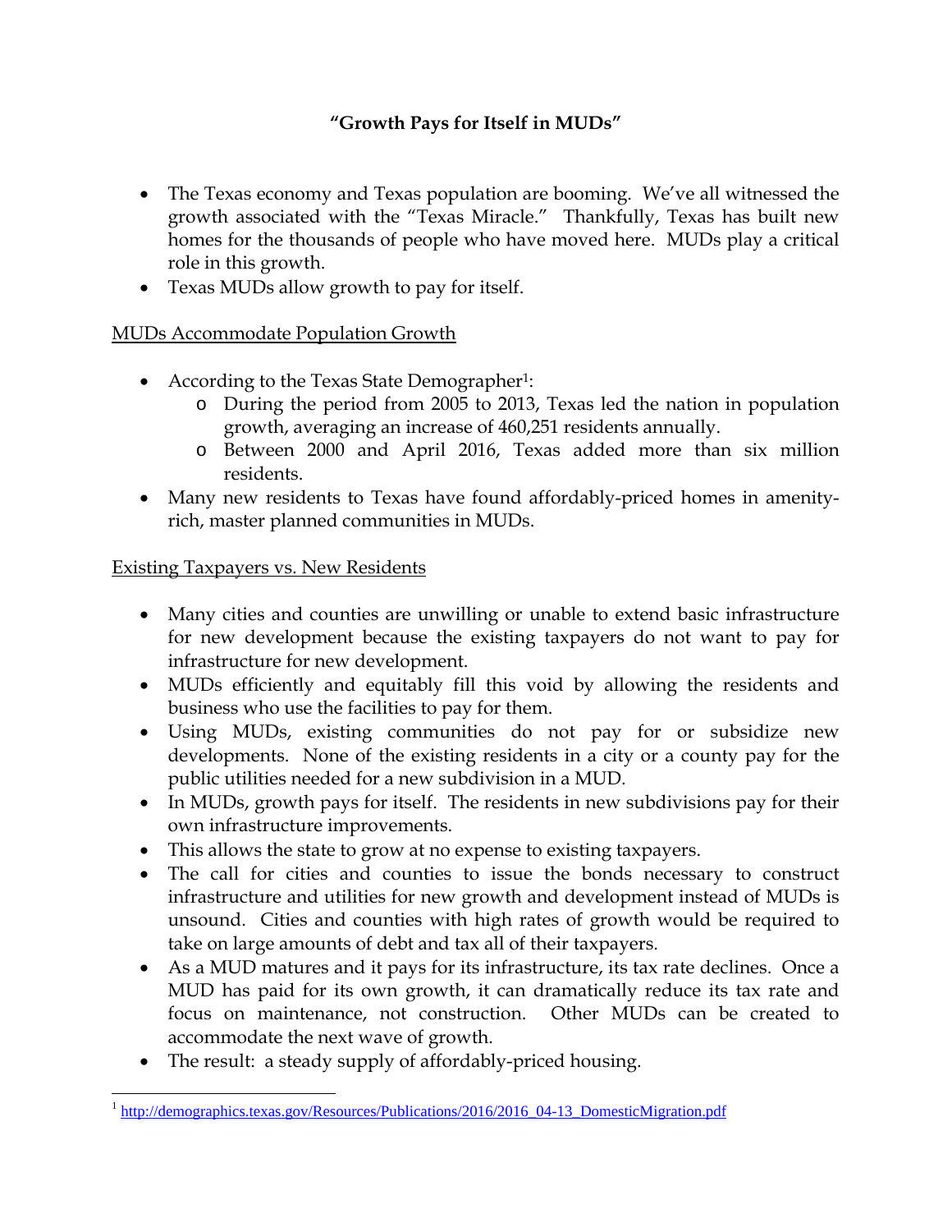# "Growth Pays for Itself in MUDs"

- The Texas economy and Texas population are booming. We've all witnessed the growth associated with the "Texas Miracle." Thankfully, Texas has built new homes for the thousands of people who have moved here. MUDs play a critical role in this growth.
- Texas MUDs allow growth to pay for itself.

## MUDs Accommodate Population Growth

- According to the Texas State Demographer[1]:
  - During the period from 2005 to 2013, Texas led the nation in population growth, averaging an increase of 460,251 residents annually.
  - Between 2000 and April 2016, Texas added more than six million residents.
- Many new residents to Texas have found affordably-priced homes in amenity-rich, master planned communities in MUDs.

## Existing Taxpayers vs. New Residents

- Many cities and counties are unwilling or unable to extend basic infrastructure for new development because the existing taxpayers do not want to pay for infrastructure for new development.
- MUDs efficiently and equitably fill this void by allowing the residents and business who use the facilities to pay for them.
- Using MUDs, existing communities do not pay for or subsidize new developments. None of the existing residents in a city or a county pay for the public utilities needed for a new subdivision in a MUD.
- In MUDs, growth pays for itself. The residents in new subdivisions pay for their own infrastructure improvements.
- This allows the state to grow at no expense to existing taxpayers.
- The call for cities and counties to issue the bonds necessary to construct infrastructure and utilities for new growth and development instead of MUDs is unsound. Cities and counties with high rates of growth would be required to take on large amounts of debt and tax all of their taxpayers.
- As a MUD matures and it pays for its infrastructure, its tax rate declines. Once a MUD has paid for its own growth, it can dramatically reduce its tax rate and focus on maintenance, not construction. Other MUDs can be created to accommodate the next wave of growth.
- The result: a steady supply of affordably-priced housing.

---

[1] http://demographics.texas.gov/Resources/Publications/2016/2016_04-13_DomesticMigration.pdf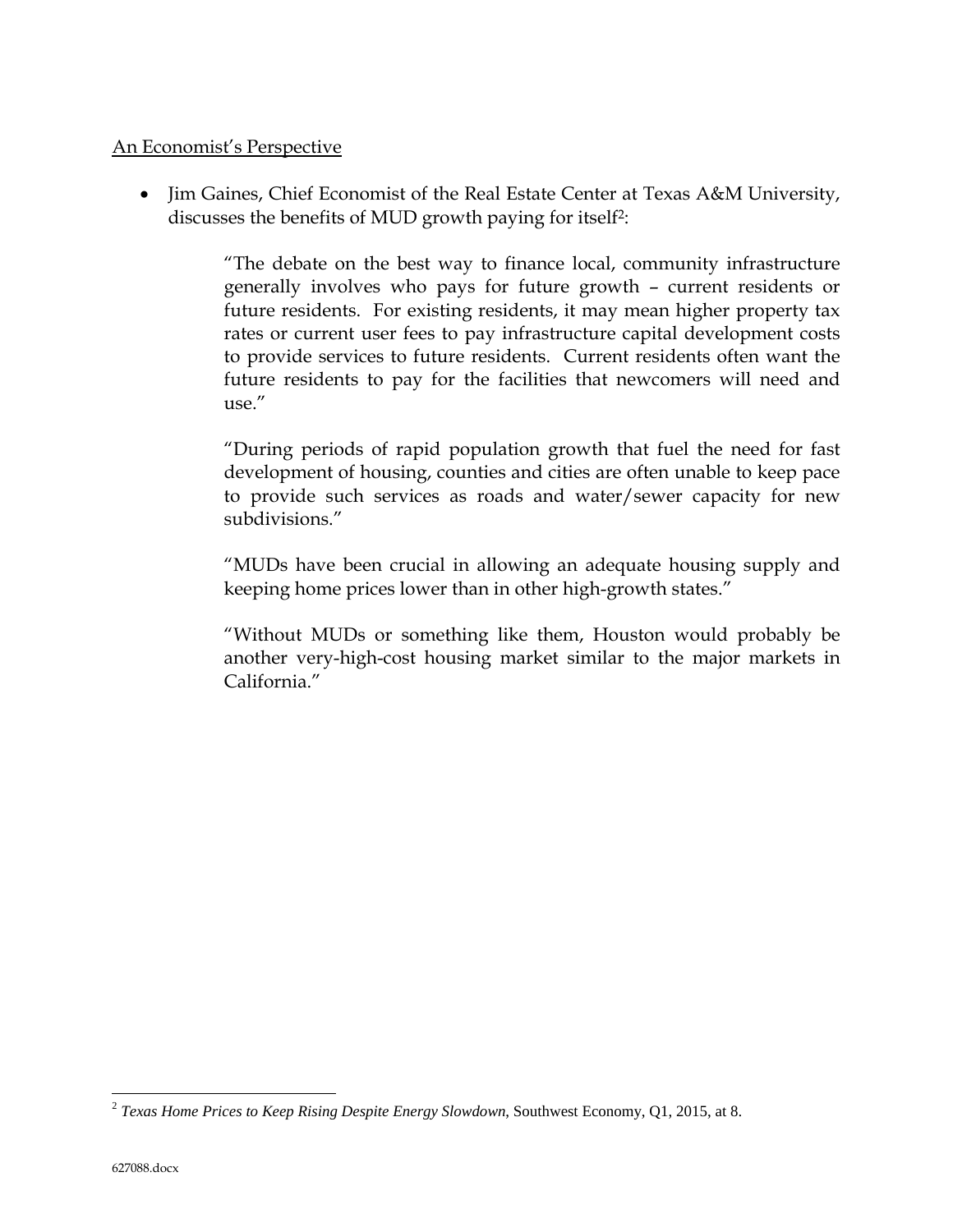<u>An Economist's Perspective</u>

- Jim Gaines, Chief Economist of the Real Estate Center at Texas A&M University, discusses the benefits of MUD growth paying for itself[2]:

> "The debate on the best way to finance local, community infrastructure generally involves who pays for future growth – current residents or future residents. For existing residents, it may mean higher property tax rates or current user fees to pay infrastructure capital development costs to provide services to future residents. Current residents often want the future residents to pay for the facilities that newcomers will need and use."
>
> "During periods of rapid population growth that fuel the need for fast development of housing, counties and cities are often unable to keep pace to provide such services as roads and water/sewer capacity for new subdivisions."
>
> "MUDs have been crucial in allowing an adequate housing supply and keeping home prices lower than in other high-growth states."
>
> "Without MUDs or something like them, Houston would probably be another very-high-cost housing market similar to the major markets in California."

---

[2] *Texas Home Prices to Keep Rising Despite Energy Slowdown*, Southwest Economy, Q1, 2015, at 8.

627088.docx